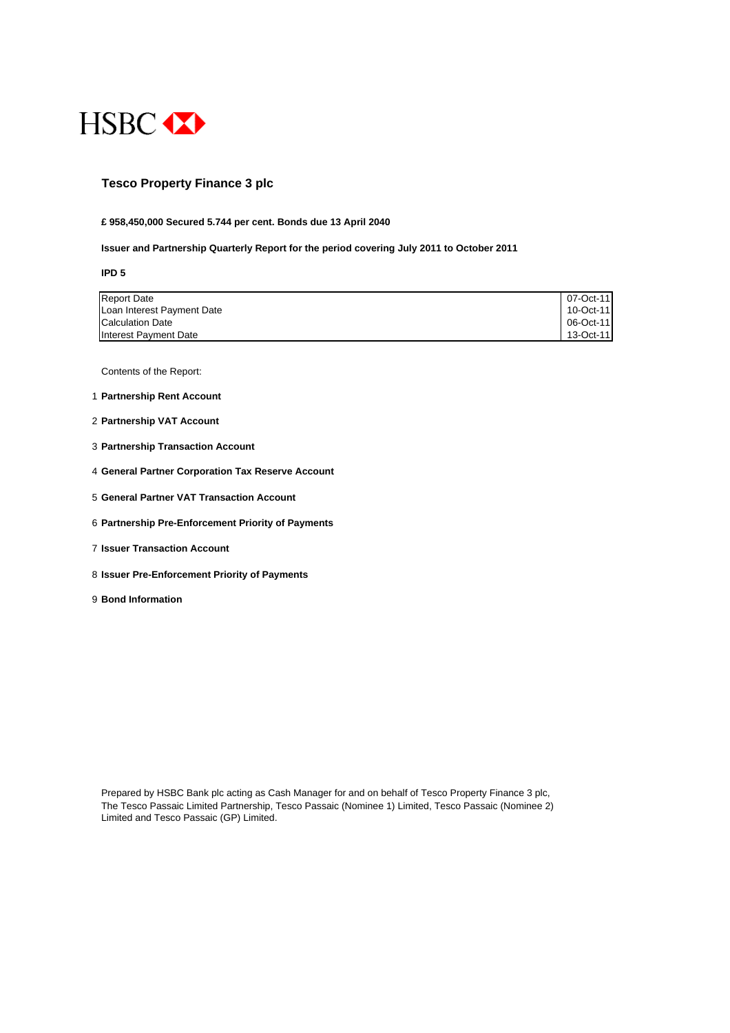HSBC

# Tesco Property Finance 3 plc

**£ 958,450,000 Secured 5.744 per cent. Bonds due 13 April 2040**

**Issuer and Partnership Quarterly Report for the period covering July 2011 to October 2011**

**IPD 5**

| | |
|---|---|
| Report Date | 07-Oct-11 |
| Loan Interest Payment Date | 10-Oct-11 |
| Calculation Date | 06-Oct-11 |
| Interest Payment Date | 13-Oct-11 |

Contents of the Report:

1. **Partnership Rent Account**
2. **Partnership VAT Account**
3. **Partnership Transaction Account**
4. **General Partner Corporation Tax Reserve Account**
5. **General Partner VAT Transaction Account**
6. **Partnership Pre-Enforcement Priority of Payments**
7. **Issuer Transaction Account**
8. **Issuer Pre-Enforcement Priority of Payments**
9. **Bond Information**

Prepared by HSBC Bank plc acting as Cash Manager for and on behalf of Tesco Property Finance 3 plc, The Tesco Passaic Limited Partnership, Tesco Passaic (Nominee 1) Limited, Tesco Passaic (Nominee 2) Limited and Tesco Passaic (GP) Limited.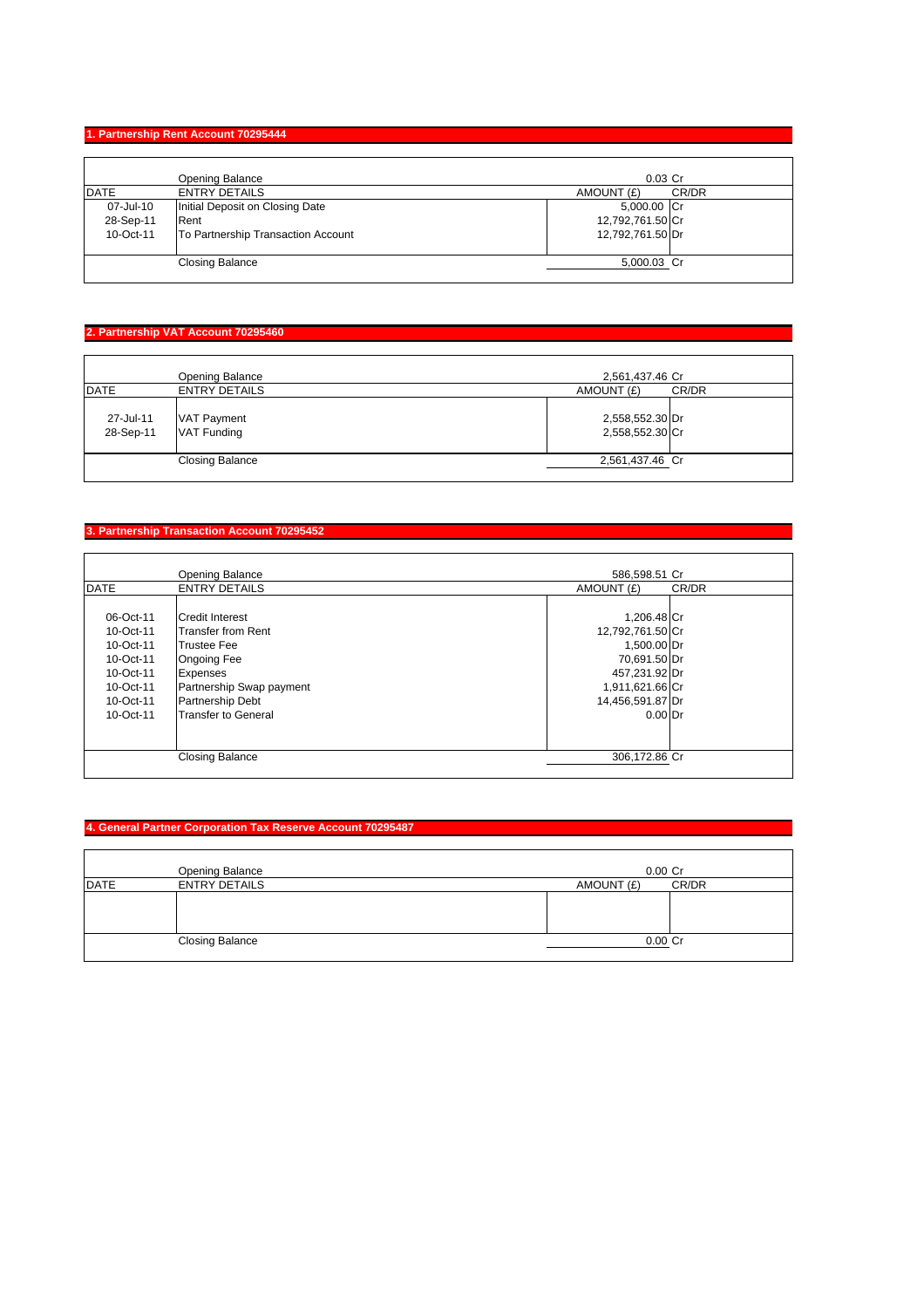### 1. Partnership Rent Account 70295444

| DATE | ENTRY DETAILS | AMOUNT (£) | CR/DR |
|---|---|---|---|
| | Opening Balance | 0.03 | Cr |
| 07-Jul-10 | Initial Deposit on Closing Date | 5,000.00 | Cr |
| 28-Sep-11 | Rent | 12,792,761.50 | Cr |
| 10-Oct-11 | To Partnership Transaction Account | 12,792,761.50 | Dr |
| | Closing Balance | 5,000.03 | Cr |

### 2. Partnership VAT Account 70295460

| DATE | ENTRY DETAILS | AMOUNT (£) | CR/DR |
|---|---|---|---|
| | Opening Balance | 2,561,437.46 | Cr |
| 27-Jul-11 | VAT Payment | 2,558,552.30 | Dr |
| 28-Sep-11 | VAT Funding | 2,558,552.30 | Cr |
| | Closing Balance | 2,561,437.46 | Cr |

### 3. Partnership Transaction Account 70295452

| DATE | ENTRY DETAILS | AMOUNT (£) | CR/DR |
|---|---|---|---|
| | Opening Balance | 586,598.51 | Cr |
| 06-Oct-11 | Credit Interest | 1,206.48 | Cr |
| 10-Oct-11 | Transfer from Rent | 12,792,761.50 | Cr |
| 10-Oct-11 | Trustee Fee | 1,500.00 | Dr |
| 10-Oct-11 | Ongoing Fee | 70,691.50 | Dr |
| 10-Oct-11 | Expenses | 457,231.92 | Dr |
| 10-Oct-11 | Partnership Swap payment | 1,911,621.66 | Cr |
| 10-Oct-11 | Partnership Debt | 14,456,591.87 | Dr |
| 10-Oct-11 | Transfer to General | 0.00 | Dr |
| | Closing Balance | 306,172.86 | Cr |

### 4. General Partner Corporation Tax Reserve Account 70295487

| DATE | ENTRY DETAILS | AMOUNT (£) | CR/DR |
|---|---|---|---|
| | Opening Balance | 0.00 | Cr |
| | | | |
| | Closing Balance | 0.00 | Cr |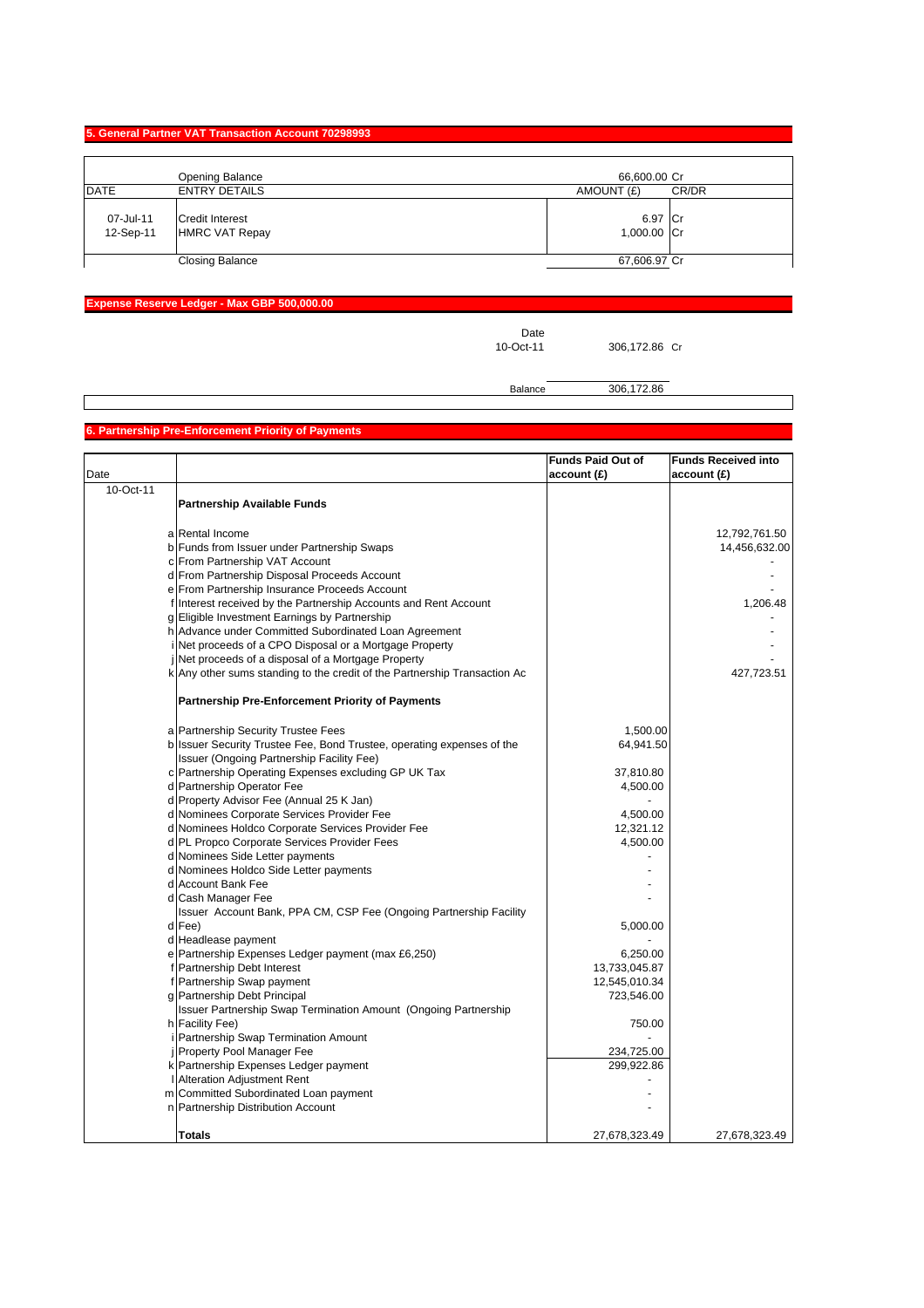## 5. General Partner VAT Transaction Account 70298993

| DATE | ENTRY DETAILS | AMOUNT (£) | CR/DR |
|---|---|---|---|
| | Opening Balance | 66,600.00 | Cr |
| 07-Jul-11 | Credit Interest | 6.97 | Cr |
| 12-Sep-11 | HMRC VAT Repay | 1,000.00 | Cr |
| | Closing Balance | 67,606.97 | Cr |

## Expense Reserve Ledger - Max GBP 500,000.00

| Date | | |
|---|---|---|
| 10-Oct-11 | 306,172.86 | Cr |
| Balance | 306,172.86 | |

## 6. Partnership Pre-Enforcement Priority of Payments

| Date | | | Funds Paid Out of account (£) | Funds Received into account (£) |
|---|---|---|---|---|
| 10-Oct-11 | | **Partnership Available Funds** | | |
| | a | Rental Income | | 12,792,761.50 |
| | b | Funds from Issuer under Partnership Swaps | | 14,456,632.00 |
| | c | From Partnership VAT Account | | - |
| | d | From Partnership Disposal Proceeds Account | | - |
| | e | From Partnership Insurance Proceeds Account | | - |
| | f | Interest received by the Partnership Accounts and Rent Account | | 1,206.48 |
| | g | Eligible Investment Earnings by Partnership | | - |
| | h | Advance under Committed Subordinated Loan Agreement | | - |
| | i | Net proceeds of a CPO Disposal or a Mortgage Property | | - |
| | j | Net proceeds of a disposal of a Mortgage Property | | - |
| | k | Any other sums standing to the credit of the Partnership Transaction Ac | | 427,723.51 |
| | | **Partnership Pre-Enforcement Priority of Payments** | | |
| | a | Partnership Security Trustee Fees | 1,500.00 | |
| | b | Issuer Security Trustee Fee, Bond Trustee, operating expenses of the Issuer (Ongoing Partnership Facility Fee) | 64,941.50 | |
| | c | Partnership Operating Expenses excluding GP UK Tax | 37,810.80 | |
| | d | Partnership Operator Fee | 4,500.00 | |
| | d | Property Advisor Fee (Annual 25 K Jan) | - | |
| | d | Nominees Corporate Services Provider Fee | 4,500.00 | |
| | d | Nominees Holdco Corporate Services Provider Fee | 12,321.12 | |
| | d | PL Propco Corporate Services Provider Fees | 4,500.00 | |
| | d | Nominees Side Letter payments | - | |
| | d | Nominees Holdco Side Letter payments | - | |
| | d | Account Bank Fee | - | |
| | d | Cash Manager Fee | - | |
| | d | Issuer Account Bank, PPA CM, CSP Fee (Ongoing Partnership Facility Fee) | 5,000.00 | |
| | d | Headlease payment | - | |
| | e | Partnership Expenses Ledger payment (max £6,250) | 6,250.00 | |
| | f | Partnership Debt Interest | 13,733,045.87 | |
| | f | Partnership Swap payment | 12,545,010.34 | |
| | g | Partnership Debt Principal | 723,546.00 | |
| | h | Issuer Partnership Swap Termination Amount (Ongoing Partnership Facility Fee) | 750.00 | |
| | i | Partnership Swap Termination Amount | - | |
| | j | Property Pool Manager Fee | 234,725.00 | |
| | k | Partnership Expenses Ledger payment | 299,922.86 | |
| | l | Alteration Adjustment Rent | - | |
| | m | Committed Subordinated Loan payment | - | |
| | n | Partnership Distribution Account | - | |
| | | **Totals** | 27,678,323.49 | 27,678,323.49 |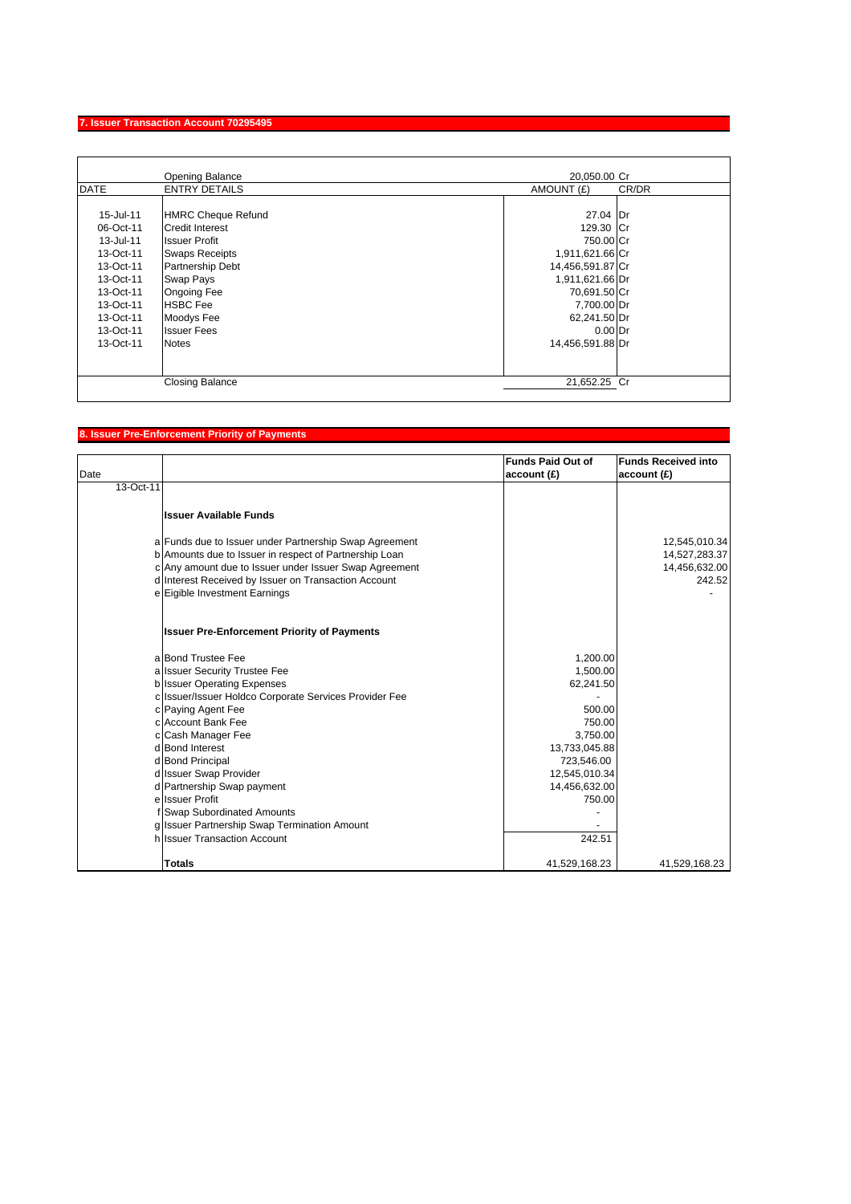## 7. Issuer Transaction Account 70295495

| DATE | ENTRY DETAILS | AMOUNT (£) | CR/DR |
|---|---|---|---|
| | Opening Balance | 20,050.00 | Cr |
| 15-Jul-11 | HMRC Cheque Refund | 27.04 | Dr |
| 06-Oct-11 | Credit Interest | 129.30 | Cr |
| 13-Jul-11 | Issuer Profit | 750.00 | Cr |
| 13-Oct-11 | Swaps Receipts | 1,911,621.66 | Cr |
| 13-Oct-11 | Partnership Debt | 14,456,591.87 | Cr |
| 13-Oct-11 | Swap Pays | 1,911,621.66 | Dr |
| 13-Oct-11 | Ongoing Fee | 70,691.50 | Cr |
| 13-Oct-11 | HSBC Fee | 7,700.00 | Dr |
| 13-Oct-11 | Moodys Fee | 62,241.50 | Dr |
| 13-Oct-11 | Issuer Fees | 0.00 | Dr |
| 13-Oct-11 | Notes | 14,456,591.88 | Dr |
| | Closing Balance | 21,652.25 | Cr |

## 8. Issuer Pre-Enforcement Priority of Payments

| Date | | | Funds Paid Out of account (£) | Funds Received into account (£) |
|---|---|---|---|---|
| 13-Oct-11 | | | | |
| | | **Issuer Available Funds** | | |
| | a | Funds due to Issuer under Partnership Swap Agreement | | 12,545,010.34 |
| | b | Amounts due to Issuer in respect of Partnership Loan | | 14,527,283.37 |
| | c | Any amount due to Issuer under Issuer Swap Agreement | | 14,456,632.00 |
| | d | Interest Received by Issuer on Transaction Account | | 242.52 |
| | e | Eigible Investment Earnings | | - |
| | | **Issuer Pre-Enforcement Priority of Payments** | | |
| | a | Bond Trustee Fee | 1,200.00 | |
| | a | Issuer Security Trustee Fee | 1,500.00 | |
| | b | Issuer Operating Expenses | 62,241.50 | |
| | c | Issuer/Issuer Holdco Corporate Services Provider Fee | - | |
| | c | Paying Agent Fee | 500.00 | |
| | c | Account Bank Fee | 750.00 | |
| | c | Cash Manager Fee | 3,750.00 | |
| | d | Bond Interest | 13,733,045.88 | |
| | d | Bond Principal | 723,546.00 | |
| | d | Issuer Swap Provider | 12,545,010.34 | |
| | d | Partnership Swap payment | 14,456,632.00 | |
| | e | Issuer Profit | 750.00 | |
| | f | Swap Subordinated Amounts | - | |
| | g | Issuer Partnership Swap Termination Amount | - | |
| | h | Issuer Transaction Account | 242.51 | |
| | | **Totals** | 41,529,168.23 | 41,529,168.23 |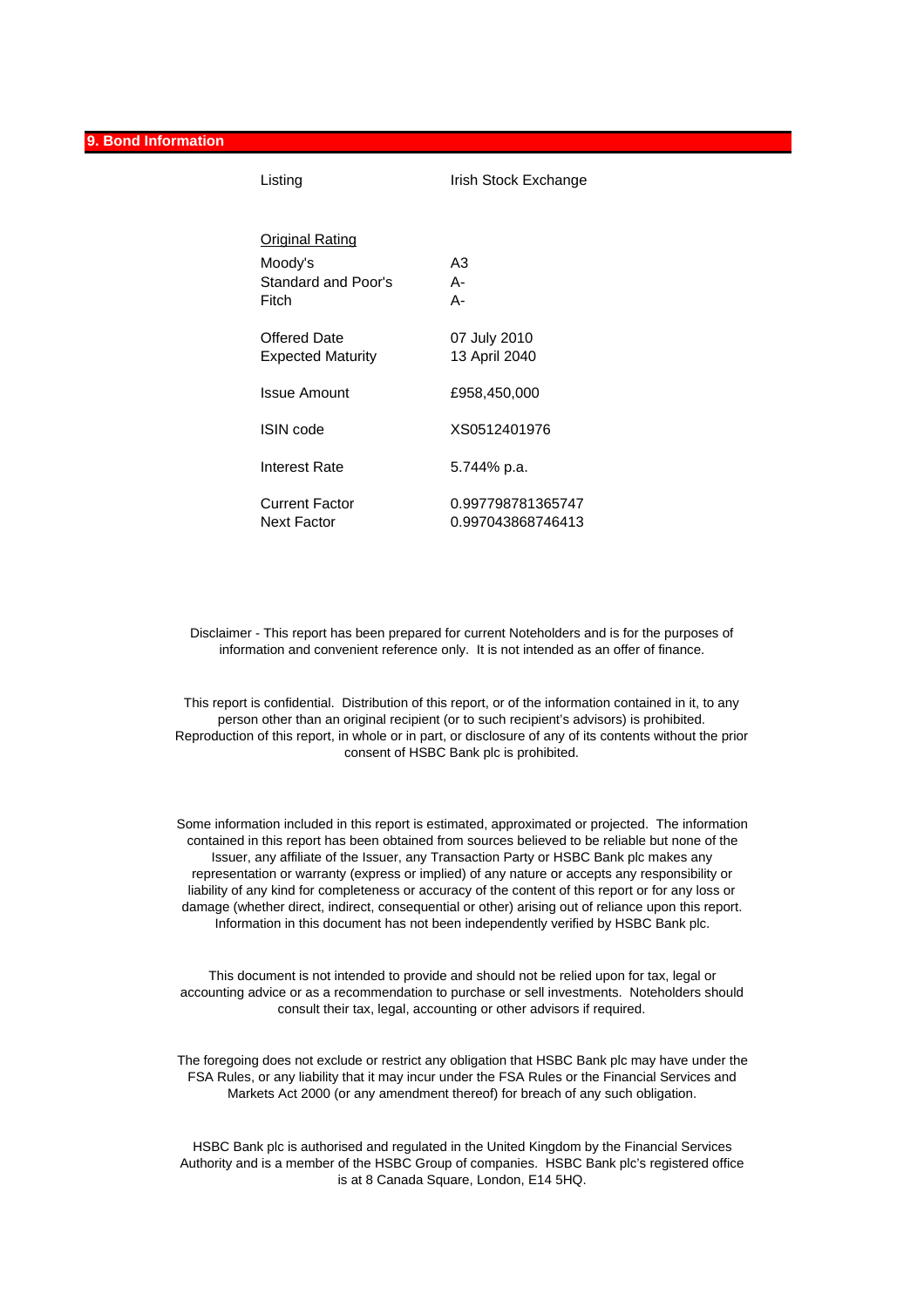## 9. Bond Information

| | |
|---|---|
| Listing | Irish Stock Exchange |
| Original Rating | |
| Moody's | A3 |
| Standard and Poor's | A- |
| Fitch | A- |
| Offered Date | 07 July 2010 |
| Expected Maturity | 13 April 2040 |
| Issue Amount | £958,450,000 |
| ISIN code | XS0512401976 |
| Interest Rate | 5.744% p.a. |
| Current Factor | 0.997798781365747 |
| Next Factor | 0.997043868746413 |

Disclaimer - This report has been prepared for current Noteholders and is for the purposes of information and convenient reference only. It is not intended as an offer of finance.

This report is confidential. Distribution of this report, or of the information contained in it, to any person other than an original recipient (or to such recipient's advisors) is prohibited. Reproduction of this report, in whole or in part, or disclosure of any of its contents without the prior consent of HSBC Bank plc is prohibited.

Some information included in this report is estimated, approximated or projected. The information contained in this report has been obtained from sources believed to be reliable but none of the Issuer, any affiliate of the Issuer, any Transaction Party or HSBC Bank plc makes any representation or warranty (express or implied) of any nature or accepts any responsibility or liability of any kind for completeness or accuracy of the content of this report or for any loss or damage (whether direct, indirect, consequential or other) arising out of reliance upon this report. Information in this document has not been independently verified by HSBC Bank plc.

This document is not intended to provide and should not be relied upon for tax, legal or accounting advice or as a recommendation to purchase or sell investments. Noteholders should consult their tax, legal, accounting or other advisors if required.

The foregoing does not exclude or restrict any obligation that HSBC Bank plc may have under the FSA Rules, or any liability that it may incur under the FSA Rules or the Financial Services and Markets Act 2000 (or any amendment thereof) for breach of any such obligation.

HSBC Bank plc is authorised and regulated in the United Kingdom by the Financial Services Authority and is a member of the HSBC Group of companies. HSBC Bank plc's registered office is at 8 Canada Square, London, E14 5HQ.